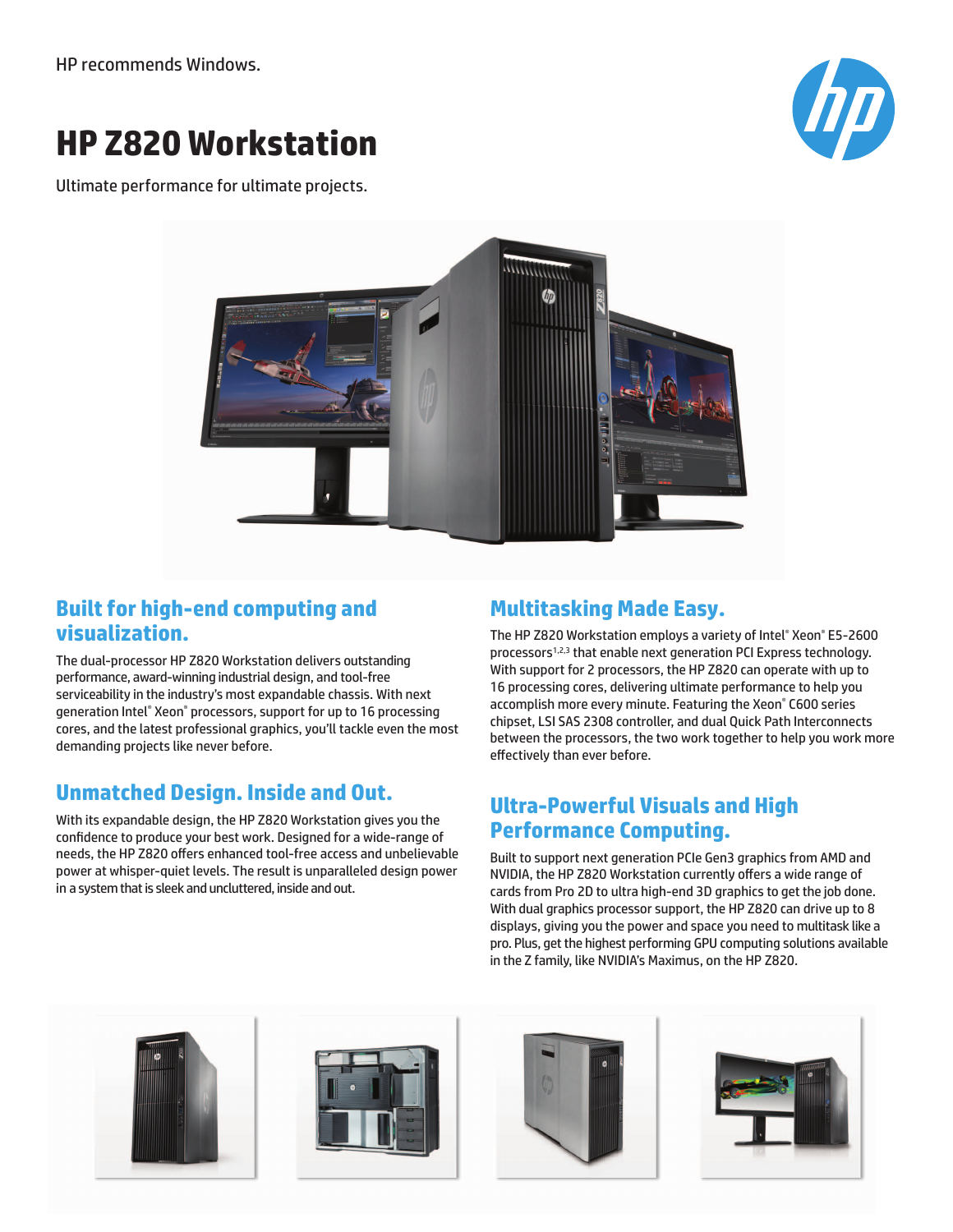HP recommends Windows.

# HP Z820 Workstation

Ultimate performance for ultimate projects.

## Built for high-end computing and visualization.

The dual-processor HP Z820 Workstation delivers outstanding performance, award-winning industrial design, and tool-free serviceability in the industry's most expandable chassis. With next generation Intel® Xeon® processors, support for up to 16 processing cores, and the latest professional graphics, you'll tackle even the most demanding projects like never before.

## Unmatched Design. Inside and Out.

With its expandable design, the HP Z820 Workstation gives you the confidence to produce your best work. Designed for a wide-range of needs, the HP Z820 offers enhanced tool-free access and unbelievable power at whisper-quiet levels. The result is unparalleled design power in a system that is sleek and uncluttered, inside and out.

## Multitasking Made Easy.

The HP Z820 Workstation employs a variety of Intel® Xeon® E5-2600 processors[1,2,3] that enable next generation PCI Express technology. With support for 2 processors, the HP Z820 can operate with up to 16 processing cores, delivering ultimate performance to help you accomplish more every minute. Featuring the Xeon® C600 series chipset, LSI SAS 2308 controller, and dual Quick Path Interconnects between the processors, the two work together to help you work more effectively than ever before.

## Ultra-Powerful Visuals and High Performance Computing.

Built to support next generation PCIe Gen3 graphics from AMD and NVIDIA, the HP Z820 Workstation currently offers a wide range of cards from Pro 2D to ultra high-end 3D graphics to get the job done. With dual graphics processor support, the HP Z820 can drive up to 8 displays, giving you the power and space you need to multitask like a pro. Plus, get the highest performing GPU computing solutions available in the Z family, like NVIDIA's Maximus, on the HP Z820.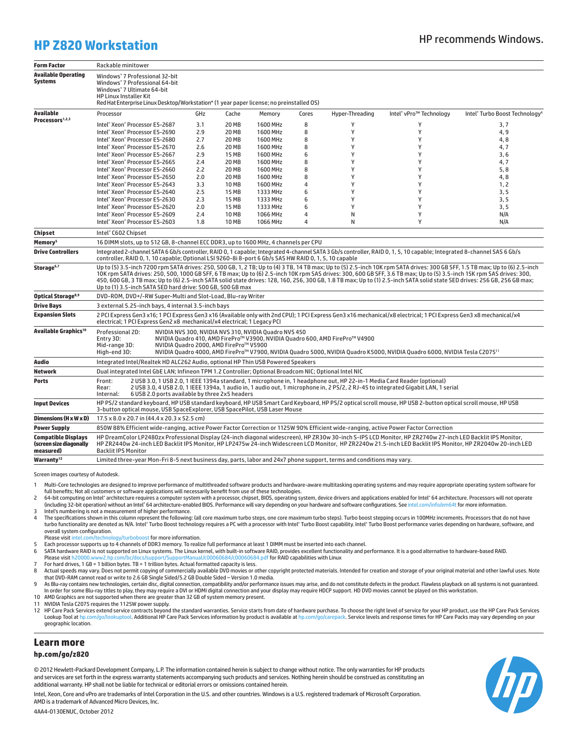# HP Z820 Workstation

HP recommends Windows.

| | |
|---|---|
| **Form Factor** | Rackable minitower |
| **Available Operating Systems** | Windows® 7 Professional 32-bit<br>Windows® 7 Professional 64-bit<br>Windows® 7 Ultimate 64-bit<br>HP Linux Installer Kit<br>Red Hat Enterprise Linux Desktop/Workstation* (1 year paper license; no preinstalled OS) |

**Available Processors[1,2,3]**

| Processor | GHz | Cache | Memory | Cores | Hyper-Threading | Intel® vPro™ Technology | Intel® Turbo Boost Technology[4] |
|---|---|---|---|---|---|---|---|
| Intel® Xeon® Processor E5-2687 | 3.1 | 20 MB | 1600 MHz | 8 | Y | Y | 3, 7 |
| Intel® Xeon® Processor E5-2690 | 2.9 | 20 MB | 1600 MHz | 8 | Y | Y | 4, 9 |
| Intel® Xeon® Processor E5-2680 | 2.7 | 20 MB | 1600 MHz | 8 | Y | Y | 4, 8 |
| Intel® Xeon® Processor E5-2670 | 2.6 | 20 MB | 1600 MHz | 8 | Y | Y | 4, 7 |
| Intel® Xeon® Processor E5-2667 | 2.9 | 15 MB | 1600 MHz | 6 | Y | Y | 3, 6 |
| Intel® Xeon® Processor E5-2665 | 2.4 | 20 MB | 1600 MHz | 8 | Y | Y | 4, 7 |
| Intel® Xeon® Processor E5-2660 | 2.2 | 20 MB | 1600 MHz | 8 | Y | Y | 5, 8 |
| Intel® Xeon® Processor E5-2650 | 2.0 | 20 MB | 1600 MHz | 8 | Y | Y | 4, 8 |
| Intel® Xeon® Processor E5-2643 | 3.3 | 10 MB | 1600 MHz | 4 | Y | Y | 1, 2 |
| Intel® Xeon® Processor E5-2640 | 2.5 | 15 MB | 1333 MHz | 6 | Y | Y | 3, 5 |
| Intel® Xeon® Processor E5-2630 | 2.3 | 15 MB | 1333 MHz | 6 | Y | Y | 3, 5 |
| Intel® Xeon® Processor E5-2620 | 2.0 | 15 MB | 1333 MHz | 6 | Y | Y | 3, 5 |
| Intel® Xeon® Processor E5-2609 | 2.4 | 10 MB | 1066 MHz | 4 | N | Y | N/A |
| Intel® Xeon® Processor E5-2603 | 1.8 | 10 MB | 1066 MHz | 4 | N | Y | N/A |

| | |
|---|---|
| **Chipset** | Intel® C602 Chipset |
| **Memory[5]** | 16 DIMM slots, up to 512 GB, 8-channel ECC DDR3, up to 1600 MHz, 4 channels per CPU |
| **Drive Controllers** | Integrated 2-channel SATA 6 Gb/s controller, RAID 0, 1 capable; Integrated 4-channel SATA 3 Gb/s controller, RAID 0, 1, 5, 10 capable; Integrated 8-channel SAS 6 Gb/s controller, RAID 0, 1, 10 capable; Optional LSI 9260-8i 8-port 6 Gb/s SAS HW RAID 0, 1, 5, 10 capable |
| **Storage[6,7]** | Up to (5) 3.5-inch 7200 rpm SATA drives: 250, 500 GB, 1, 2 TB; Up to (4) 3 TB, 14 TB max; Up to (6) 2.5-inch 10K rpm SATA drives: 300 GB SFF, 1.5 TB max; Up to (6) 2.5-inch 10K rpm SATA drives: 250, 500, 1000 GB SFF, 6 TB max; Up to (6) 2.5-inch 10K rpm SAS drives: 300, 600 GB SFF, 3.6 TB max; Up to (5) 3.5-inch 15K rpm SAS drives: 300, 450, 600 GB, 3 TB max; Up to (6) 2.5-inch SATA solid state drives: 128, 160, 256, 300 GB, 1.8 TB max; Up to (1) 2.5-inch SATA solid state SED drives: 256 GB, 256 GB max; Up to (1) 3.5-inch SATA SED hard drive: 500 GB, 500 GB max |
| **Optical Storage[8,9]** | DVD-ROM, DVD+/-RW Super-Multi and Slot-Load, Blu-ray Writer |
| **Drive Bays** | 3 external 5.25-inch bays, 4 internal 3.5-inch bays |
| **Expansion Slots** | 2 PCI Express Gen3 x16; 1 PCI Express Gen3 x16 (Available only with 2nd CPU); 1 PCI Express Gen3 x16 mechanical/x8 electrical; 1 PCI Express Gen3 x8 mechanical/x4 electrical; 1 PCI Express Gen2 x8 mechanical/x4 electrical; 1 Legacy PCI |
| **Available Graphics[10]** | Professional 2D: NVIDIA NVS 300, NVIDIA NVS 310, NVIDIA Quadro NVS 450<br>Entry 3D: NVIDIA Quadro 410, AMD FirePro™ V3900, NVIDIA Quadro 600, AMD FirePro™ V4900<br>Mid-range 3D: NVIDIA Quadro 2000, AMD FirePro™ V5900<br>High-end 3D: NVIDIA Quadro 4000, AMD FirePro™ V7900, NVIDIA Quadro 5000, NVIDIA Quadro K5000, NVIDIA Quadro 6000, NVIDIA Tesla C2075[11] |
| **Audio** | Integrated Intel/Realtek HD ALC262 Audio, optional HP Thin USB Powered Speakers |
| **Network** | Dual integrated Intel GbE LAN; Infineon TPM 1.2 Controller; Optional Broadcom NIC; Optional Intel NIC |
| **Ports** | Front: 2 USB 3.0, 1 USB 2.0, 1 IEEE 1394a standard, 1 microphone in, 1 headphone out, HP 22-in-1 Media Card Reader (optional)<br>Rear: 2 USB 3.0, 4 USB 2.0, 1 IEEE 1394a, 1 audio in, 1 audio out, 1 microphone in, 2 PS/2, 2 RJ-45 to integrated Gigabit LAN, 1 serial<br>Internal: 6 USB 2.0 ports available by three 2x5 headers |
| **Input Devices** | HP PS/2 standard keyboard, HP USB standard keyboard, HP USB Smart Card Keyboard, HP PS/2 optical scroll mouse, HP USB 2-button optical scroll mouse, HP USB 3-button optical mouse, USB SpaceExplorer, USB SpacePilot, USB Laser Mouse |
| **Dimensions (H x W x D)** | 17.5 x 8.0 x 20.7 in (44.4 x 20.3 x 52.5 cm) |
| **Power Supply** | 850W 88% Efficient wide-ranging, active Power Factor Correction or 1125W 90% Efficient wide-ranging, active Power Factor Correction |
| **Compatible Displays (screen size diagonally measured)** | HP DreamColor LP2480zx Professional Display (24-inch diagonal widescreen), HP ZR30w 30-inch S-IPS LCD Monitor, HP ZR2740w 27-inch LED Backlit IPS Monitor, HP ZR2440w 24-inch LED Backlit IPS Monitor, HP LP2475w 24-inch Widescreen LCD Monitor, HP ZR2240w 21.5-inch LED Backlit IPS Monitor, HP ZR2040w 20-inch LED Backlit IPS Monitor |
| **Warranty[12]** | Limited three-year Mon-Fri 8-5 next business day, parts, labor and 24x7 phone support, terms and conditions may vary. |

Screen images courtesy of Autodesk.

1. Multi-Core technologies are designed to improve performance of multithreaded software products and hardware-aware multitasking operating systems and may require appropriate operating system software for full benefits; Not all customers or software applications will necessarily benefit from use of these technologies.
2. 64-bit computing on Intel® architecture requires a computer system with a processor, chipset, BIOS, operating system, device drivers and applications enabled for Intel® 64 architecture. Processors will not operate (including 32-bit operation) without an Intel® 64 architecture-enabled BIOS. Performance will vary depending on your hardware and software configurations. See intel.com/info/em64t for more information.
3. Intel's numbering is not a measurement of higher performance.
4. The specifications shown in this column represent the following: (all core maximum turbo steps, one core maximum turbo steps). Turbo boost stepping occurs in 100MHz increments. Processors that do not have turbo functionality are denoted as N/A. Intel® Turbo Boost technology requires a PC with a processor with Intel® Turbo Boost capability. Intel® Turbo Boost performance varies depending on hardware, software, and overall system configuration.
   Please visit intel.com/technology/turboboost for more information.
5. Each processor supports up to 4 channels of DDR3 memory. To realize full performance at least 1 DIMM must be inserted into each channel.
6. SATA hardware RAID is not supported on Linux systems. The Linux kernel, with built-in software RAID, provides excellent functionality and performance. It is a good alternative to hardware-based RAID.
   Please visit h20000.www2.hp.com/bc/docs/support/SupportManual/c00060684/c00060684.pdf for RAID capabilities with Linux
7. For hard drives, 1 GB = 1 billion bytes. TB = 1 trillion bytes. Actual formatted capacity is less.
8. Actual speeds may vary. Does not permit copying of commercially available DVD movies or other copyright protected materials. Intended for creation and storage of your original material and other lawful uses. Note that DVD-RAM cannot read or write to 2.6 GB Single Sided/5.2 GB Double Sided – Version 1.0 media.
9. As Blu-ray contains new technologies, certain disc, digital connection, compatibility and/or performance issues may arise, and do not constitute defects in the product. Flawless playback on all systems is not guaranteed. In order for some Blu-ray titles to play, they may require a DVI or HDMI digital connection and your display may require HDCP support. HD DVD movies cannot be played on this workstation.
10. AMD Graphics are not supported when there are greater than 32 GB of system memory present.
11. NVIDIA Tesla C2075 requires the 1125W power supply.
12. HP Care Pack Services extend service contracts beyond the standard warranties. Service starts from date of hardware purchase. To choose the right level of service for your HP product, use the HP Care Pack Services Lookup Tool at hp.com/go/lookuptool. Additional HP Care Pack Services information by product is available at hp.com/go/carepack. Service levels and response times for HP Care Packs may vary depending on your geographic location.

## Learn more

**hp.com/go/z820**

© 2012 Hewlett-Packard Development Company, L.P. The information contained herein is subject to change without notice. The only warranties for HP products and services are set forth in the express warranty statements accompanying such products and services. Nothing herein should be construed as constituting an additional warranty. HP shall not be liable for technical or editorial errors or omissions contained herein.

Intel, Xeon, Core and vPro are trademarks of Intel Corporation in the U.S. and other countries. Windows is a U.S. registered trademark of Microsoft Corporation. AMD is a trademark of Advanced Micro Devices, Inc.

4AA4-0130ENUC, October 2012